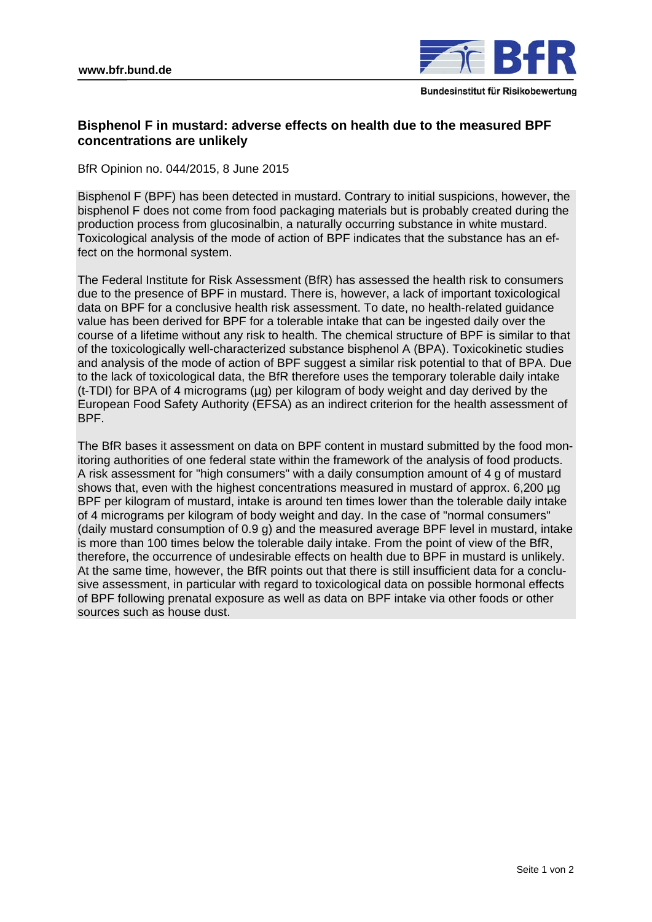# Bisphenol F in mustard: adverse effects on health due to the measured BPF concentrations are unlikely

BfR Opinion no. 044/2015, 8 June 2015

Bisphenol F (BPF) has been detected in mustard. Contrary to initial suspicions, however, the bisphenol F does not come from food packaging materials but is probably created during the production process from glucosinalbin, a naturally occurring substance in white mustard. Toxicological analysis of the mode of action of BPF indicates that the substance has an effect on the hormonal system.

The Federal Institute for Risk Assessment (BfR) has assessed the health risk to consumers due to the presence of BPF in mustard. There is, however, a lack of important toxicological data on BPF for a conclusive health risk assessment. To date, no health-related guidance value has been derived for BPF for a tolerable intake that can be ingested daily over the course of a lifetime without any risk to health. The chemical structure of BPF is similar to that of the toxicologically well-characterized substance bisphenol A (BPA). Toxicokinetic studies and analysis of the mode of action of BPF suggest a similar risk potential to that of BPA. Due to the lack of toxicological data, the BfR therefore uses the temporary tolerable daily intake (t-TDI) for BPA of 4 micrograms (µg) per kilogram of body weight and day derived by the European Food Safety Authority (EFSA) as an indirect criterion for the health assessment of BPF.

The BfR bases it assessment on data on BPF content in mustard submitted by the food monitoring authorities of one federal state within the framework of the analysis of food products. A risk assessment for "high consumers" with a daily consumption amount of 4 g of mustard shows that, even with the highest concentrations measured in mustard of approx. 6,200 µg BPF per kilogram of mustard, intake is around ten times lower than the tolerable daily intake of 4 micrograms per kilogram of body weight and day. In the case of "normal consumers" (daily mustard consumption of 0.9 g) and the measured average BPF level in mustard, intake is more than 100 times below the tolerable daily intake. From the point of view of the BfR, therefore, the occurrence of undesirable effects on health due to BPF in mustard is unlikely. At the same time, however, the BfR points out that there is still insufficient data for a conclusive assessment, in particular with regard to toxicological data on possible hormonal effects of BPF following prenatal exposure as well as data on BPF intake via other foods or other sources such as house dust.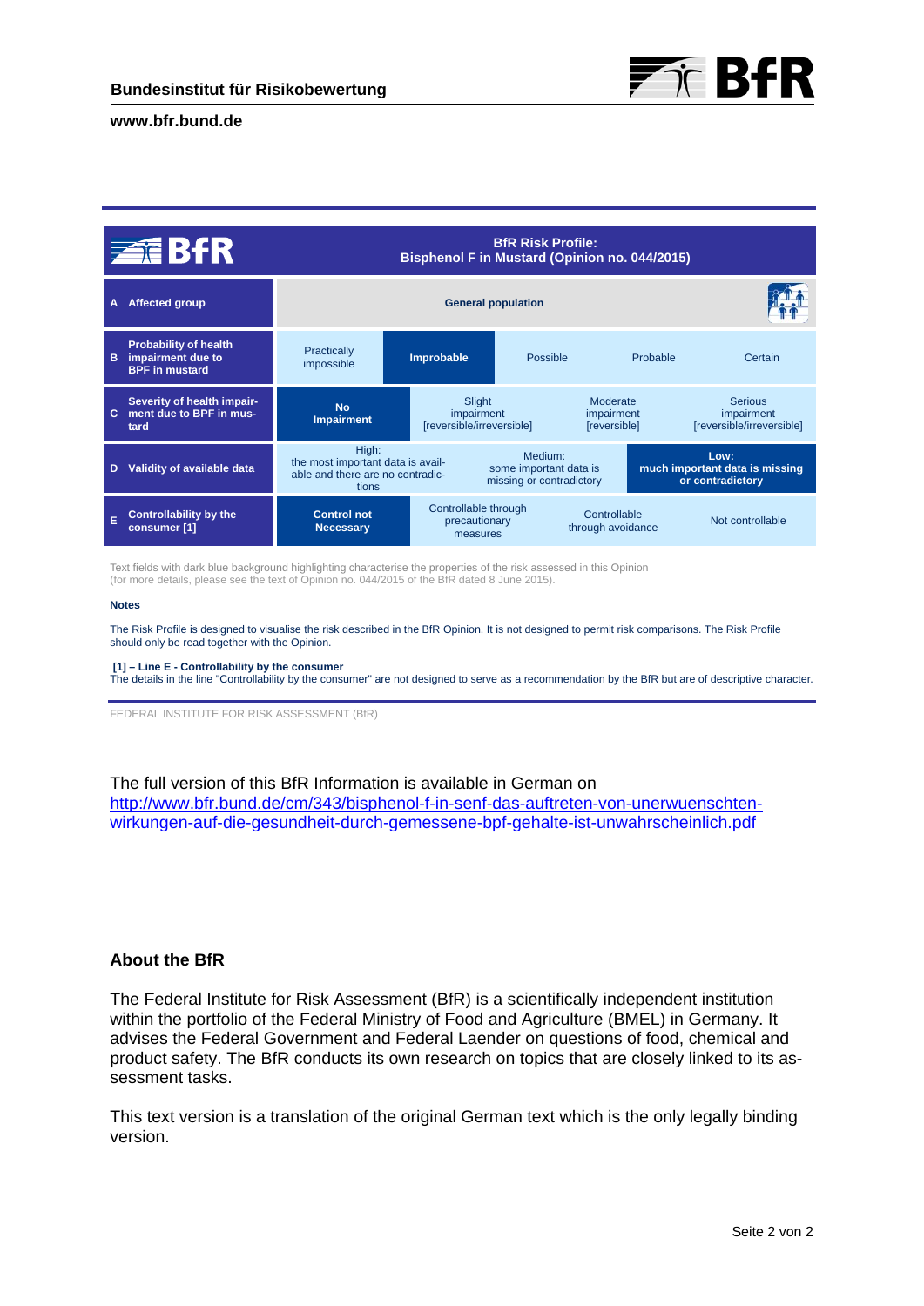| BfR | BfR Risk Profile: Bisphenol F in Mustard (Opinion no. 044/2015) | | | | |
|---|---|---|---|---|---|
| **A** Affected group | **General population** | | | | |
| **B** Probability of health impairment due to BPF in mustard | Practically impossible | **Improbable** | Possible | Probable | Certain |
| **C** Severity of health impairment due to BPF in mustard | **No Impairment** | Slight impairment [reversible/irreversible] | Moderate impairment [reversible] | Serious impairment [reversible/irreversible] | |
| **D** Validity of available data | High: the most important data is available and there are no contradictions | Medium: some important data is missing or contradictory | **Low: much important data is missing or contradictory** | | |
| **E** Controllability by the consumer [1] | **Control not Necessary** | Controllable through precautionary measures | Controllable through avoidance | Not controllable | |

Text fields with dark blue background highlighting characterise the properties of the risk assessed in this Opinion (for more details, please see the text of Opinion no. 044/2015 of the BfR dated 8 June 2015).

**Notes**

The Risk Profile is designed to visualise the risk described in the BfR Opinion. It is not designed to permit risk comparisons. The Risk Profile should only be read together with the Opinion.

**[1] – Line E - Controllability by the consumer**
The details in the line "Controllability by the consumer" are not designed to serve as a recommendation by the BfR but are of descriptive character.

FEDERAL INSTITUTE FOR RISK ASSESSMENT (BfR)

The full version of this BfR Information is available in German on
http://www.bfr.bund.de/cm/343/bisphenol-f-in-senf-das-auftreten-von-unerwuenschten-wirkungen-auf-die-gesundheit-durch-gemessene-bpf-gehalte-ist-unwahrscheinlich.pdf

## About the BfR

The Federal Institute for Risk Assessment (BfR) is a scientifically independent institution within the portfolio of the Federal Ministry of Food and Agriculture (BMEL) in Germany. It advises the Federal Government and Federal Laender on questions of food, chemical and product safety. The BfR conducts its own research on topics that are closely linked to its assessment tasks.

This text version is a translation of the original German text which is the only legally binding version.